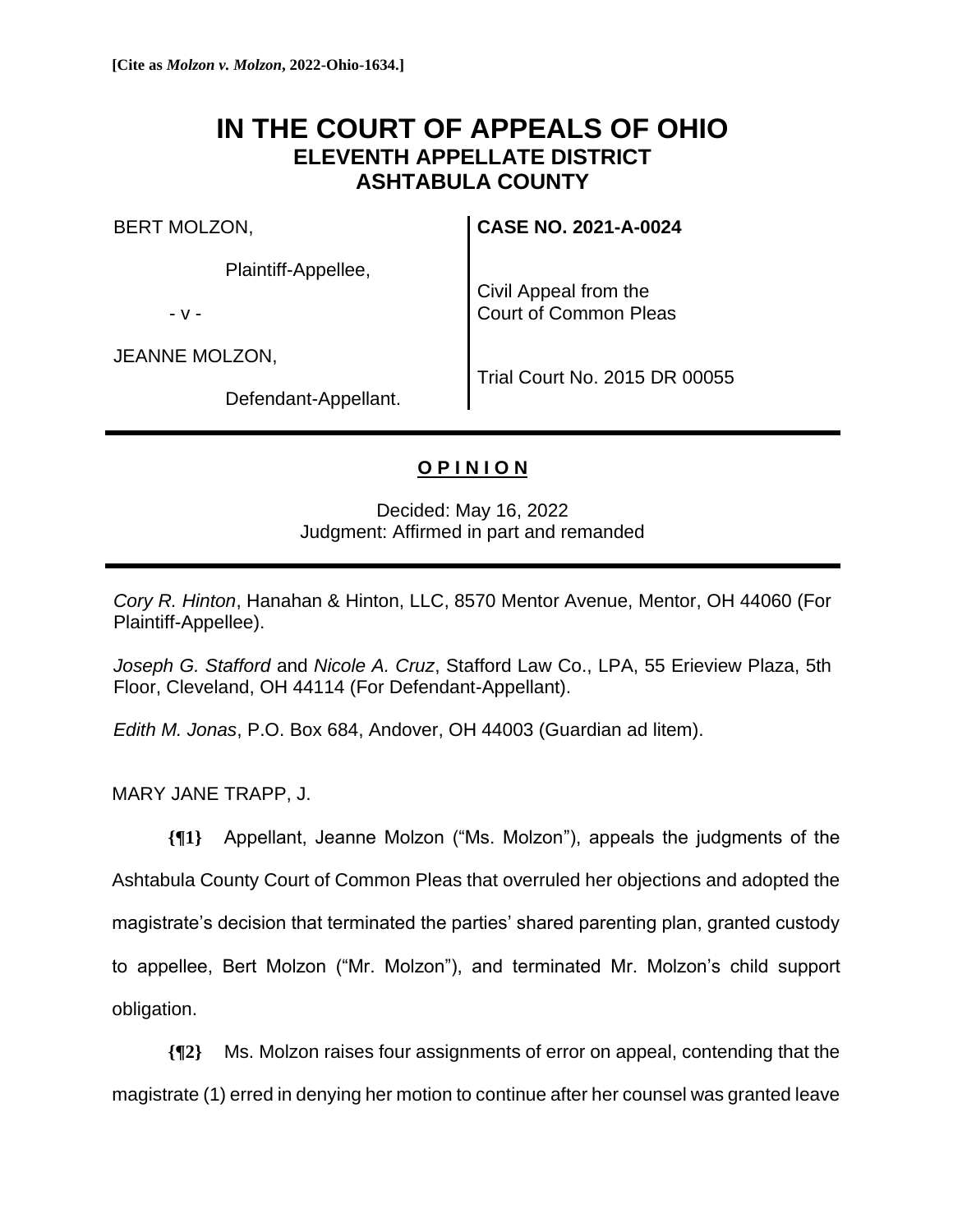**[Cite as *Molzon v. Molzon*, 2022-Ohio-1634.]**

# IN THE COURT OF APPEALS OF OHIO
## ELEVENTH APPELLATE DISTRICT
## ASHTABULA COUNTY

| | |
|---|---|
| BERT MOLZON,<br><br>Plaintiff-Appellee,<br><br>- v -<br><br>JEANNE MOLZON,<br><br>Defendant-Appellant. | **CASE NO. 2021-A-0024**<br><br>Civil Appeal from the<br>Court of Common Pleas<br><br>Trial Court No. 2015 DR 00055 |

---

**O P I N I O N**

Decided: May 16, 2022
Judgment: Affirmed in part and remanded

---

*Cory R. Hinton*, Hanahan & Hinton, LLC, 8570 Mentor Avenue, Mentor, OH 44060 (For Plaintiff-Appellee).

*Joseph G. Stafford* and *Nicole A. Cruz*, Stafford Law Co., LPA, 55 Erieview Plaza, 5th Floor, Cleveland, OH 44114 (For Defendant-Appellant).

*Edith M. Jonas*, P.O. Box 684, Andover, OH 44003 (Guardian ad litem).

MARY JANE TRAPP, J.

**{¶1}** Appellant, Jeanne Molzon ("Ms. Molzon"), appeals the judgments of the Ashtabula County Court of Common Pleas that overruled her objections and adopted the magistrate's decision that terminated the parties' shared parenting plan, granted custody to appellee, Bert Molzon ("Mr. Molzon"), and terminated Mr. Molzon's child support obligation.

**{¶2}** Ms. Molzon raises four assignments of error on appeal, contending that the magistrate (1) erred in denying her motion to continue after her counsel was granted leave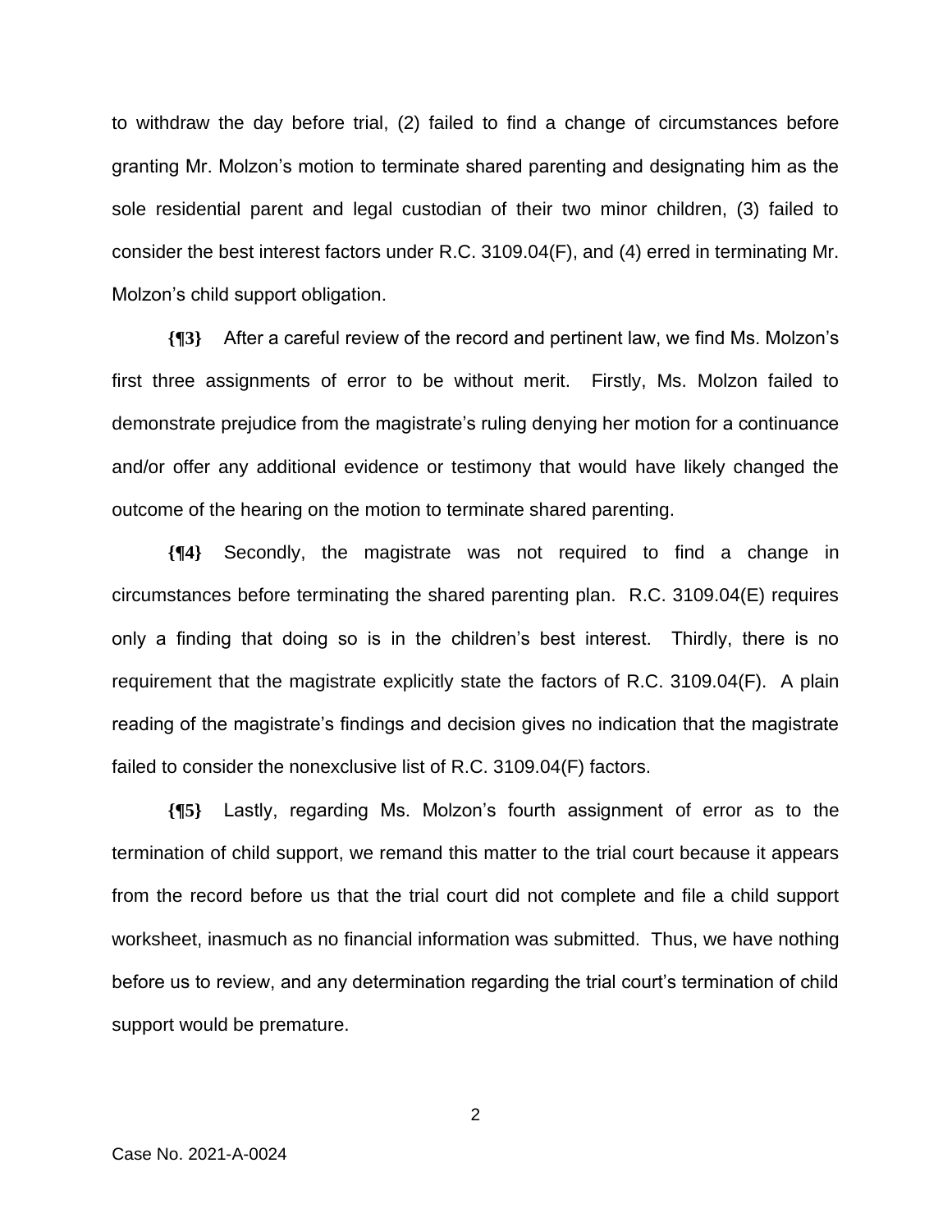to withdraw the day before trial, (2) failed to find a change of circumstances before granting Mr. Molzon's motion to terminate shared parenting and designating him as the sole residential parent and legal custodian of their two minor children, (3) failed to consider the best interest factors under R.C. 3109.04(F), and (4) erred in terminating Mr. Molzon's child support obligation.

**{¶3}** After a careful review of the record and pertinent law, we find Ms. Molzon's first three assignments of error to be without merit. Firstly, Ms. Molzon failed to demonstrate prejudice from the magistrate's ruling denying her motion for a continuance and/or offer any additional evidence or testimony that would have likely changed the outcome of the hearing on the motion to terminate shared parenting.

**{¶4}** Secondly, the magistrate was not required to find a change in circumstances before terminating the shared parenting plan. R.C. 3109.04(E) requires only a finding that doing so is in the children's best interest. Thirdly, there is no requirement that the magistrate explicitly state the factors of R.C. 3109.04(F). A plain reading of the magistrate's findings and decision gives no indication that the magistrate failed to consider the nonexclusive list of R.C. 3109.04(F) factors.

**{¶5}** Lastly, regarding Ms. Molzon's fourth assignment of error as to the termination of child support, we remand this matter to the trial court because it appears from the record before us that the trial court did not complete and file a child support worksheet, inasmuch as no financial information was submitted. Thus, we have nothing before us to review, and any determination regarding the trial court's termination of child support would be premature.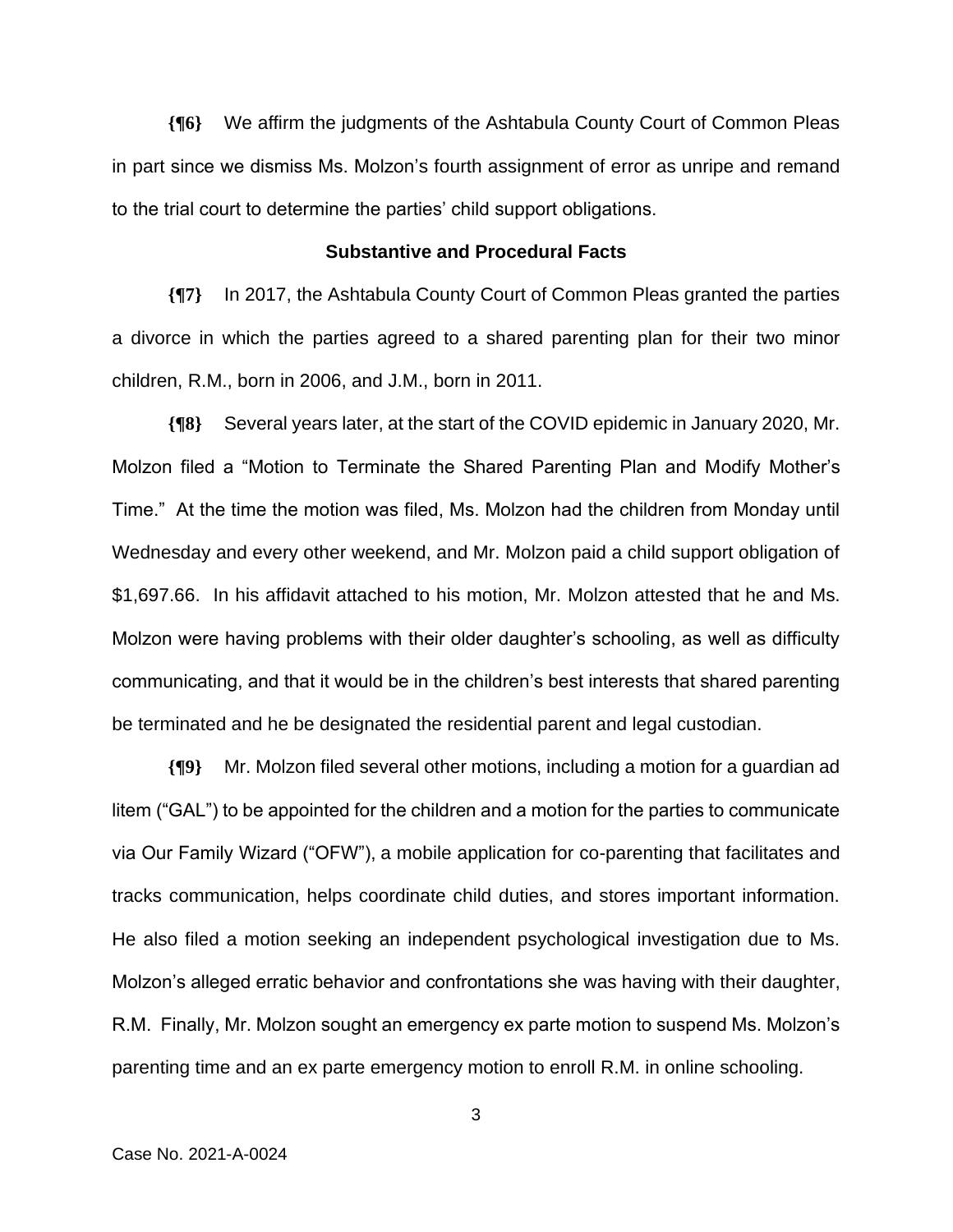**{¶6}** We affirm the judgments of the Ashtabula County Court of Common Pleas in part since we dismiss Ms. Molzon's fourth assignment of error as unripe and remand to the trial court to determine the parties' child support obligations.

**Substantive and Procedural Facts**

**{¶7}** In 2017, the Ashtabula County Court of Common Pleas granted the parties a divorce in which the parties agreed to a shared parenting plan for their two minor children, R.M., born in 2006, and J.M., born in 2011.

**{¶8}** Several years later, at the start of the COVID epidemic in January 2020, Mr. Molzon filed a "Motion to Terminate the Shared Parenting Plan and Modify Mother's Time." At the time the motion was filed, Ms. Molzon had the children from Monday until Wednesday and every other weekend, and Mr. Molzon paid a child support obligation of $1,697.66. In his affidavit attached to his motion, Mr. Molzon attested that he and Ms. Molzon were having problems with their older daughter's schooling, as well as difficulty communicating, and that it would be in the children's best interests that shared parenting be terminated and he be designated the residential parent and legal custodian.

**{¶9}** Mr. Molzon filed several other motions, including a motion for a guardian ad litem ("GAL") to be appointed for the children and a motion for the parties to communicate via Our Family Wizard ("OFW"), a mobile application for co-parenting that facilitates and tracks communication, helps coordinate child duties, and stores important information. He also filed a motion seeking an independent psychological investigation due to Ms. Molzon's alleged erratic behavior and confrontations she was having with their daughter, R.M. Finally, Mr. Molzon sought an emergency ex parte motion to suspend Ms. Molzon's parenting time and an ex parte emergency motion to enroll R.M. in online schooling.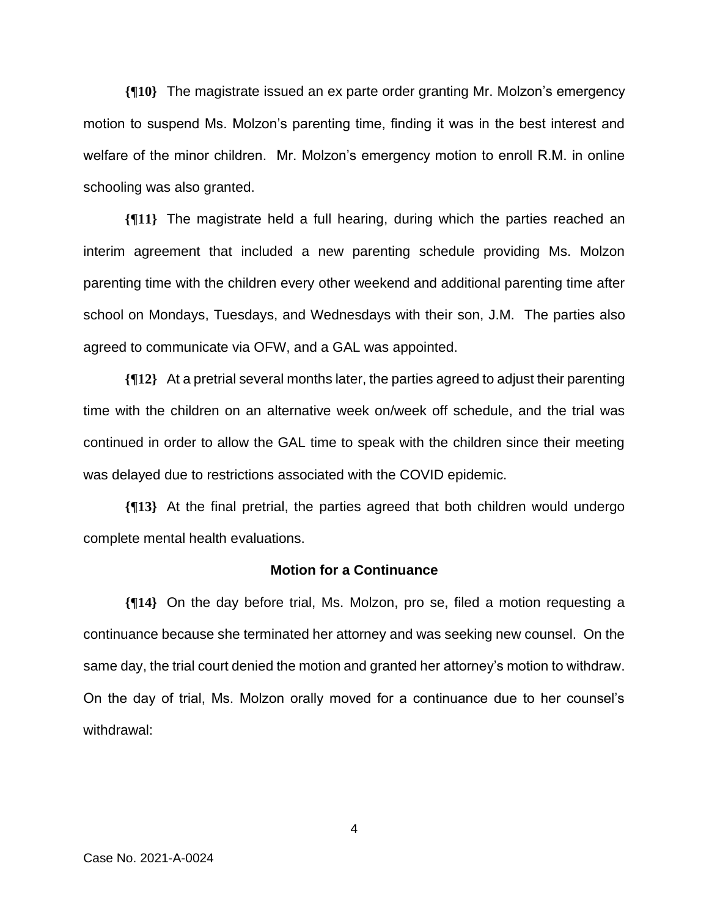**{¶10}** The magistrate issued an ex parte order granting Mr. Molzon's emergency motion to suspend Ms. Molzon's parenting time, finding it was in the best interest and welfare of the minor children. Mr. Molzon's emergency motion to enroll R.M. in online schooling was also granted.

**{¶11}** The magistrate held a full hearing, during which the parties reached an interim agreement that included a new parenting schedule providing Ms. Molzon parenting time with the children every other weekend and additional parenting time after school on Mondays, Tuesdays, and Wednesdays with their son, J.M. The parties also agreed to communicate via OFW, and a GAL was appointed.

**{¶12}** At a pretrial several months later, the parties agreed to adjust their parenting time with the children on an alternative week on/week off schedule, and the trial was continued in order to allow the GAL time to speak with the children since their meeting was delayed due to restrictions associated with the COVID epidemic.

**{¶13}** At the final pretrial, the parties agreed that both children would undergo complete mental health evaluations.

### Motion for a Continuance

**{¶14}** On the day before trial, Ms. Molzon, pro se, filed a motion requesting a continuance because she terminated her attorney and was seeking new counsel. On the same day, the trial court denied the motion and granted her attorney's motion to withdraw. On the day of trial, Ms. Molzon orally moved for a continuance due to her counsel's withdrawal: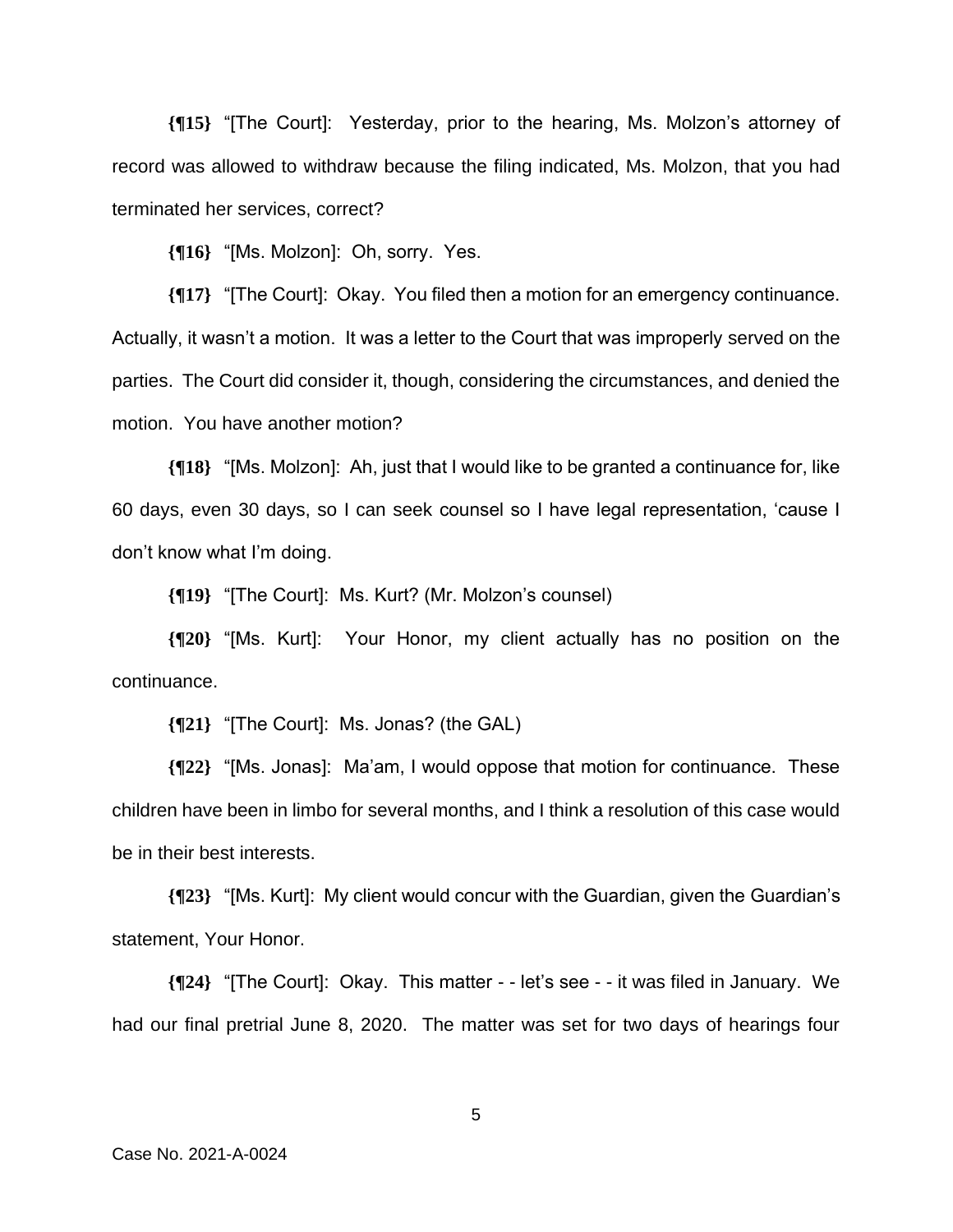**{¶15}** "[The Court]: Yesterday, prior to the hearing, Ms. Molzon's attorney of record was allowed to withdraw because the filing indicated, Ms. Molzon, that you had terminated her services, correct?

**{¶16}** "[Ms. Molzon]: Oh, sorry. Yes.

**{¶17}** "[The Court]: Okay. You filed then a motion for an emergency continuance. Actually, it wasn't a motion. It was a letter to the Court that was improperly served on the parties. The Court did consider it, though, considering the circumstances, and denied the motion. You have another motion?

**{¶18}** "[Ms. Molzon]: Ah, just that I would like to be granted a continuance for, like 60 days, even 30 days, so I can seek counsel so I have legal representation, 'cause I don't know what I'm doing.

**{¶19}** "[The Court]: Ms. Kurt? (Mr. Molzon's counsel)

**{¶20}** "[Ms. Kurt]: Your Honor, my client actually has no position on the continuance.

**{¶21}** "[The Court]: Ms. Jonas? (the GAL)

**{¶22}** "[Ms. Jonas]: Ma'am, I would oppose that motion for continuance. These children have been in limbo for several months, and I think a resolution of this case would be in their best interests.

**{¶23}** "[Ms. Kurt]: My client would concur with the Guardian, given the Guardian's statement, Your Honor.

**{¶24}** "[The Court]: Okay. This matter - - let's see - - it was filed in January. We had our final pretrial June 8, 2020. The matter was set for two days of hearings four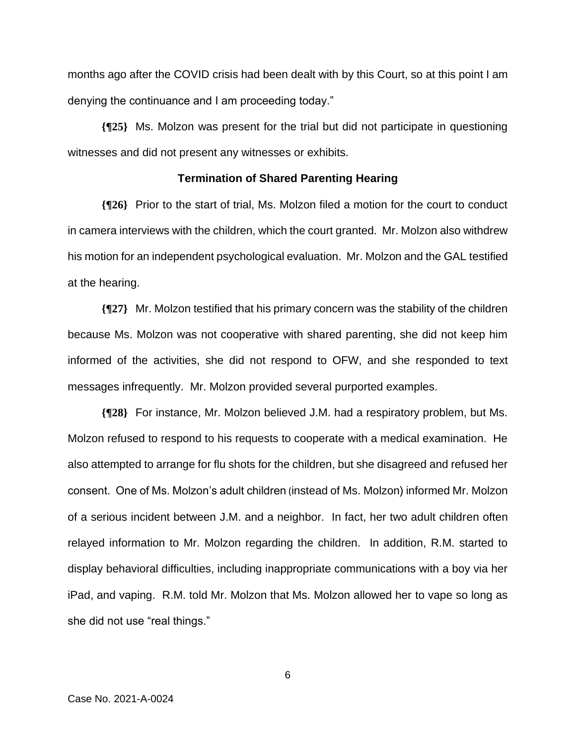months ago after the COVID crisis had been dealt with by this Court, so at this point I am denying the continuance and I am proceeding today."

**{¶25}** Ms. Molzon was present for the trial but did not participate in questioning witnesses and did not present any witnesses or exhibits.

**Termination of Shared Parenting Hearing**

**{¶26}** Prior to the start of trial, Ms. Molzon filed a motion for the court to conduct in camera interviews with the children, which the court granted. Mr. Molzon also withdrew his motion for an independent psychological evaluation. Mr. Molzon and the GAL testified at the hearing.

**{¶27}** Mr. Molzon testified that his primary concern was the stability of the children because Ms. Molzon was not cooperative with shared parenting, she did not keep him informed of the activities, she did not respond to OFW, and she responded to text messages infrequently. Mr. Molzon provided several purported examples.

**{¶28}** For instance, Mr. Molzon believed J.M. had a respiratory problem, but Ms. Molzon refused to respond to his requests to cooperate with a medical examination. He also attempted to arrange for flu shots for the children, but she disagreed and refused her consent. One of Ms. Molzon's adult children (instead of Ms. Molzon) informed Mr. Molzon of a serious incident between J.M. and a neighbor. In fact, her two adult children often relayed information to Mr. Molzon regarding the children. In addition, R.M. started to display behavioral difficulties, including inappropriate communications with a boy via her iPad, and vaping. R.M. told Mr. Molzon that Ms. Molzon allowed her to vape so long as she did not use "real things."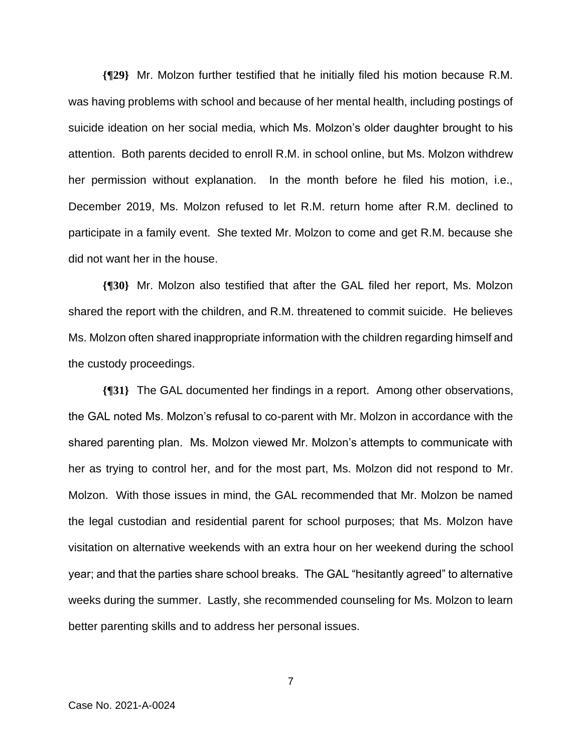**{¶29}** Mr. Molzon further testified that he initially filed his motion because R.M. was having problems with school and because of her mental health, including postings of suicide ideation on her social media, which Ms. Molzon's older daughter brought to his attention. Both parents decided to enroll R.M. in school online, but Ms. Molzon withdrew her permission without explanation. In the month before he filed his motion, i.e., December 2019, Ms. Molzon refused to let R.M. return home after R.M. declined to participate in a family event. She texted Mr. Molzon to come and get R.M. because she did not want her in the house.

**{¶30}** Mr. Molzon also testified that after the GAL filed her report, Ms. Molzon shared the report with the children, and R.M. threatened to commit suicide. He believes Ms. Molzon often shared inappropriate information with the children regarding himself and the custody proceedings.

**{¶31}** The GAL documented her findings in a report. Among other observations, the GAL noted Ms. Molzon's refusal to co-parent with Mr. Molzon in accordance with the shared parenting plan. Ms. Molzon viewed Mr. Molzon's attempts to communicate with her as trying to control her, and for the most part, Ms. Molzon did not respond to Mr. Molzon. With those issues in mind, the GAL recommended that Mr. Molzon be named the legal custodian and residential parent for school purposes; that Ms. Molzon have visitation on alternative weekends with an extra hour on her weekend during the school year; and that the parties share school breaks. The GAL "hesitantly agreed" to alternative weeks during the summer. Lastly, she recommended counseling for Ms. Molzon to learn better parenting skills and to address her personal issues.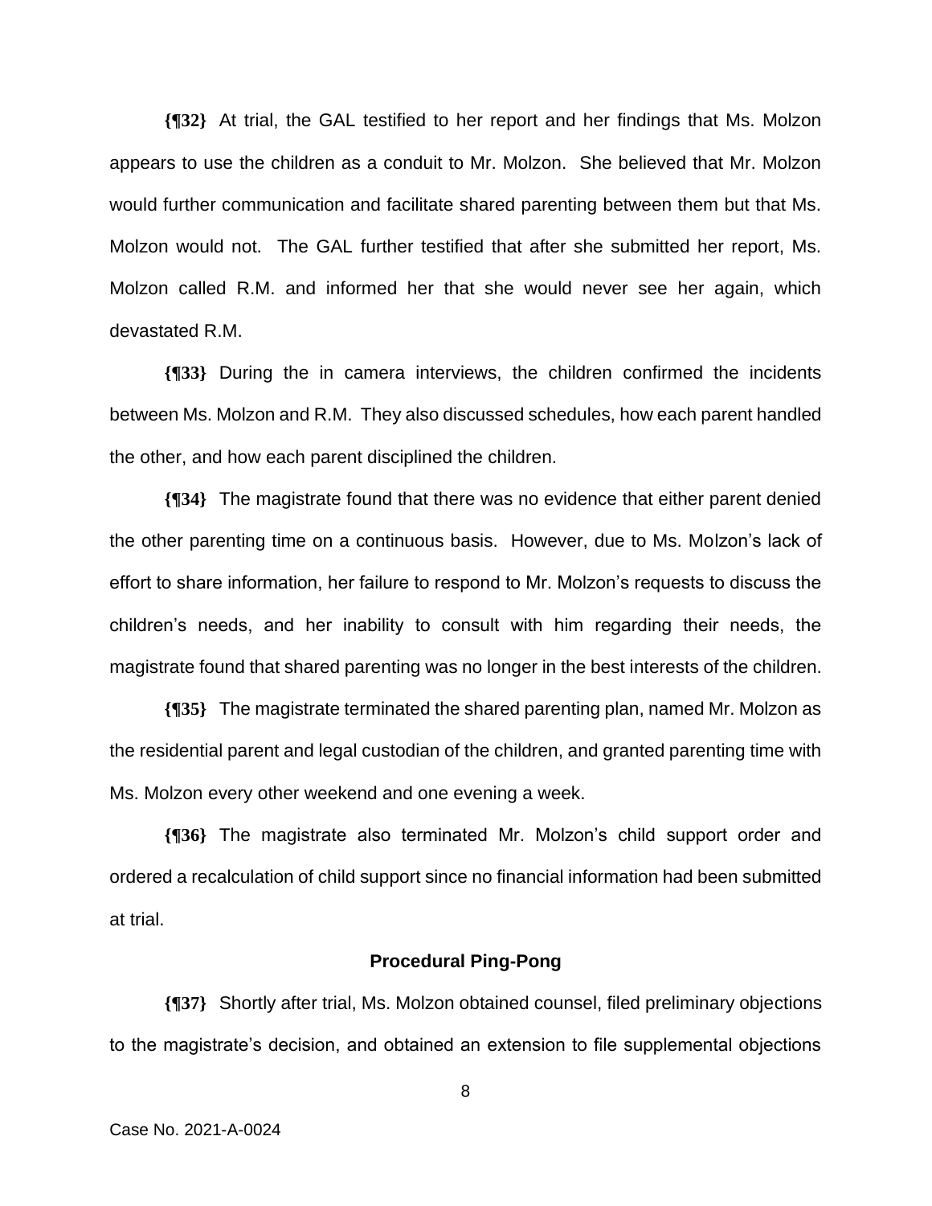**{¶32}** At trial, the GAL testified to her report and her findings that Ms. Molzon appears to use the children as a conduit to Mr. Molzon. She believed that Mr. Molzon would further communication and facilitate shared parenting between them but that Ms. Molzon would not. The GAL further testified that after she submitted her report, Ms. Molzon called R.M. and informed her that she would never see her again, which devastated R.M.

**{¶33}** During the in camera interviews, the children confirmed the incidents between Ms. Molzon and R.M. They also discussed schedules, how each parent handled the other, and how each parent disciplined the children.

**{¶34}** The magistrate found that there was no evidence that either parent denied the other parenting time on a continuous basis. However, due to Ms. Molzon's lack of effort to share information, her failure to respond to Mr. Molzon's requests to discuss the children's needs, and her inability to consult with him regarding their needs, the magistrate found that shared parenting was no longer in the best interests of the children.

**{¶35}** The magistrate terminated the shared parenting plan, named Mr. Molzon as the residential parent and legal custodian of the children, and granted parenting time with Ms. Molzon every other weekend and one evening a week.

**{¶36}** The magistrate also terminated Mr. Molzon's child support order and ordered a recalculation of child support since no financial information had been submitted at trial.

## Procedural Ping-Pong

**{¶37}** Shortly after trial, Ms. Molzon obtained counsel, filed preliminary objections to the magistrate's decision, and obtained an extension to file supplemental objections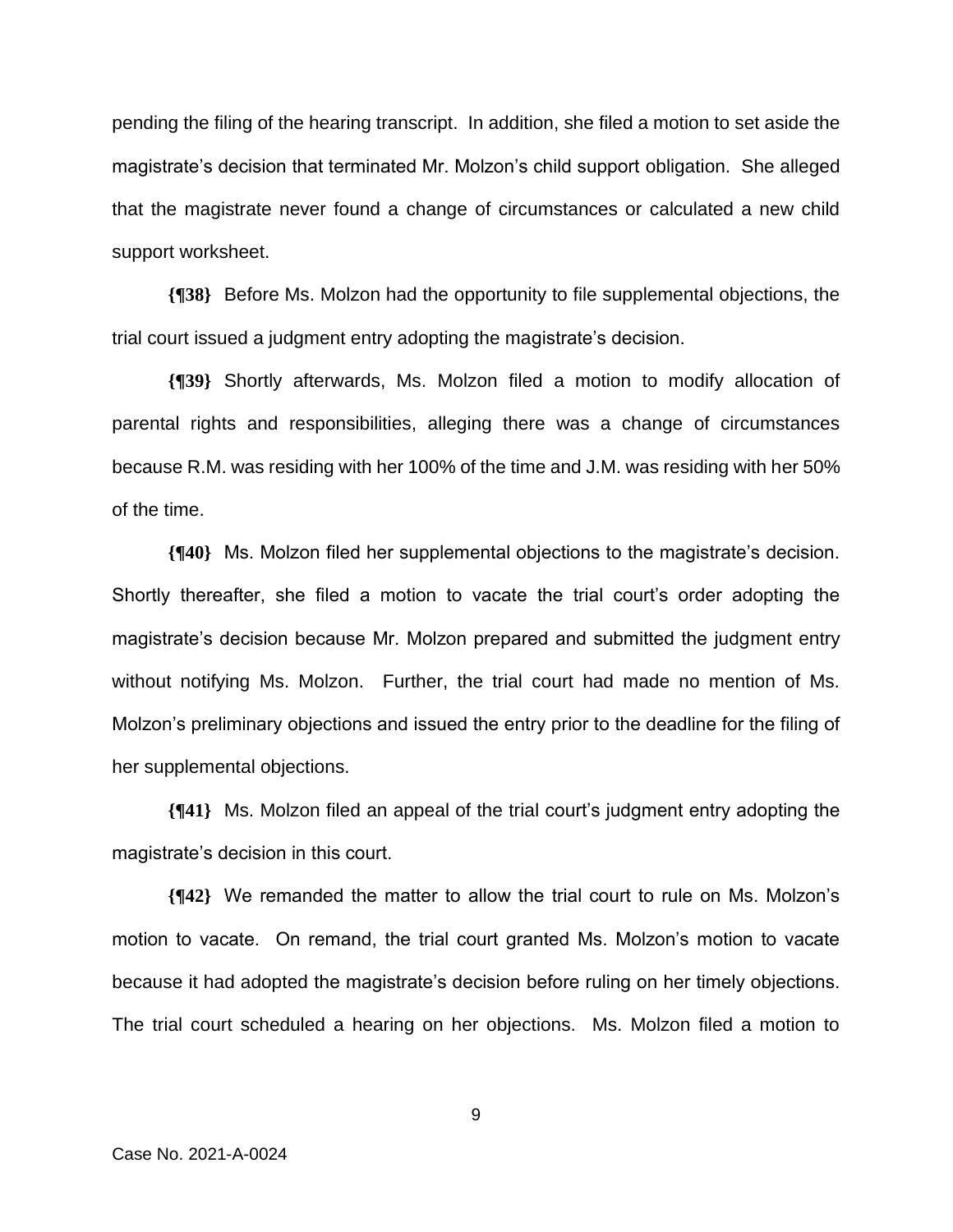pending the filing of the hearing transcript. In addition, she filed a motion to set aside the magistrate's decision that terminated Mr. Molzon's child support obligation. She alleged that the magistrate never found a change of circumstances or calculated a new child support worksheet.

**{¶38}** Before Ms. Molzon had the opportunity to file supplemental objections, the trial court issued a judgment entry adopting the magistrate's decision.

**{¶39}** Shortly afterwards, Ms. Molzon filed a motion to modify allocation of parental rights and responsibilities, alleging there was a change of circumstances because R.M. was residing with her 100% of the time and J.M. was residing with her 50% of the time.

**{¶40}** Ms. Molzon filed her supplemental objections to the magistrate's decision. Shortly thereafter, she filed a motion to vacate the trial court's order adopting the magistrate's decision because Mr. Molzon prepared and submitted the judgment entry without notifying Ms. Molzon. Further, the trial court had made no mention of Ms. Molzon's preliminary objections and issued the entry prior to the deadline for the filing of her supplemental objections.

**{¶41}** Ms. Molzon filed an appeal of the trial court's judgment entry adopting the magistrate's decision in this court.

**{¶42}** We remanded the matter to allow the trial court to rule on Ms. Molzon's motion to vacate. On remand, the trial court granted Ms. Molzon's motion to vacate because it had adopted the magistrate's decision before ruling on her timely objections. The trial court scheduled a hearing on her objections. Ms. Molzon filed a motion to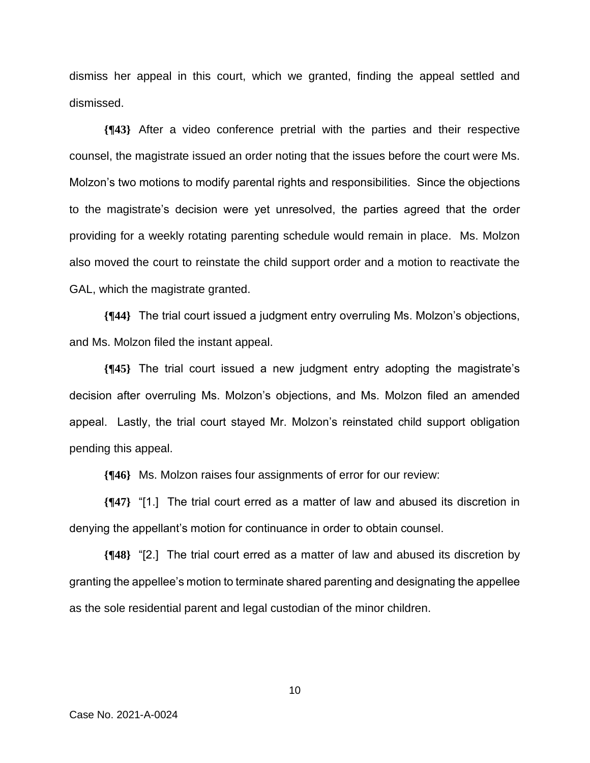dismiss her appeal in this court, which we granted, finding the appeal settled and dismissed.

**{¶43}** After a video conference pretrial with the parties and their respective counsel, the magistrate issued an order noting that the issues before the court were Ms. Molzon's two motions to modify parental rights and responsibilities. Since the objections to the magistrate's decision were yet unresolved, the parties agreed that the order providing for a weekly rotating parenting schedule would remain in place. Ms. Molzon also moved the court to reinstate the child support order and a motion to reactivate the GAL, which the magistrate granted.

**{¶44}** The trial court issued a judgment entry overruling Ms. Molzon's objections, and Ms. Molzon filed the instant appeal.

**{¶45}** The trial court issued a new judgment entry adopting the magistrate's decision after overruling Ms. Molzon's objections, and Ms. Molzon filed an amended appeal. Lastly, the trial court stayed Mr. Molzon's reinstated child support obligation pending this appeal.

**{¶46}** Ms. Molzon raises four assignments of error for our review:

**{¶47}** "[1.] The trial court erred as a matter of law and abused its discretion in denying the appellant's motion for continuance in order to obtain counsel.

**{¶48}** "[2.] The trial court erred as a matter of law and abused its discretion by granting the appellee's motion to terminate shared parenting and designating the appellee as the sole residential parent and legal custodian of the minor children.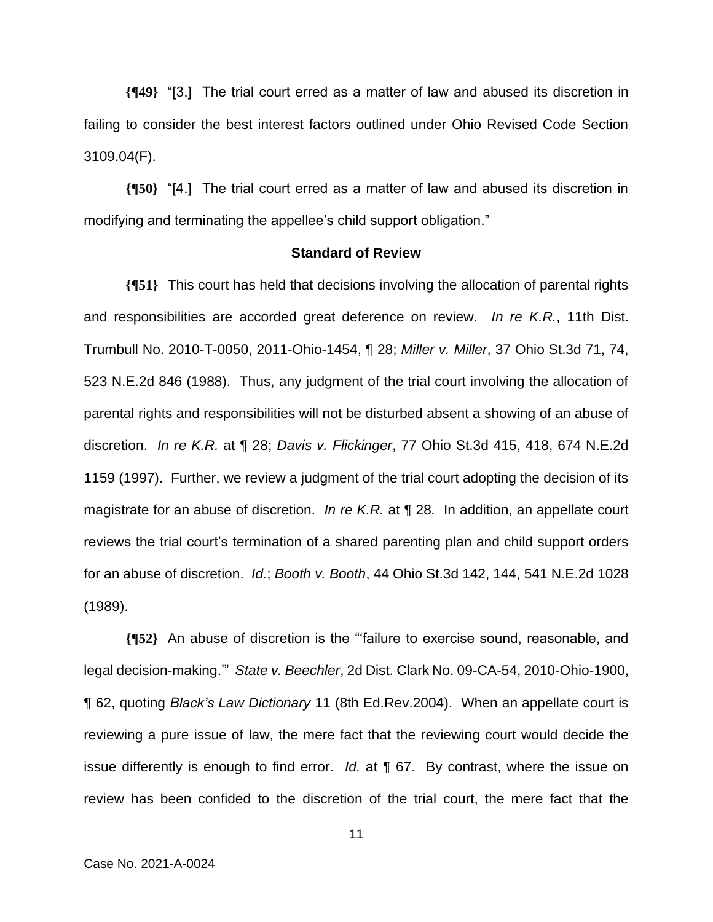**{¶49}** "[3.] The trial court erred as a matter of law and abused its discretion in failing to consider the best interest factors outlined under Ohio Revised Code Section 3109.04(F).

**{¶50}** "[4.] The trial court erred as a matter of law and abused its discretion in modifying and terminating the appellee's child support obligation."

**Standard of Review**

**{¶51}** This court has held that decisions involving the allocation of parental rights and responsibilities are accorded great deference on review. *In re K.R.*, 11th Dist. Trumbull No. 2010-T-0050, 2011-Ohio-1454, ¶ 28; *Miller v. Miller*, 37 Ohio St.3d 71, 74, 523 N.E.2d 846 (1988). Thus, any judgment of the trial court involving the allocation of parental rights and responsibilities will not be disturbed absent a showing of an abuse of discretion. *In re K.R.* at ¶ 28; *Davis v. Flickinger*, 77 Ohio St.3d 415, 418, 674 N.E.2d 1159 (1997). Further, we review a judgment of the trial court adopting the decision of its magistrate for an abuse of discretion. *In re K.R.* at ¶ 28*.* In addition, an appellate court reviews the trial court's termination of a shared parenting plan and child support orders for an abuse of discretion. *Id.*; *Booth v. Booth*, 44 Ohio St.3d 142, 144, 541 N.E.2d 1028 (1989).

**{¶52}** An abuse of discretion is the "'failure to exercise sound, reasonable, and legal decision-making.'" *State v. Beechler*, 2d Dist. Clark No. 09-CA-54, 2010-Ohio-1900, ¶ 62, quoting *Black's Law Dictionary* 11 (8th Ed.Rev.2004). When an appellate court is reviewing a pure issue of law, the mere fact that the reviewing court would decide the issue differently is enough to find error. *Id.* at ¶ 67. By contrast, where the issue on review has been confided to the discretion of the trial court, the mere fact that the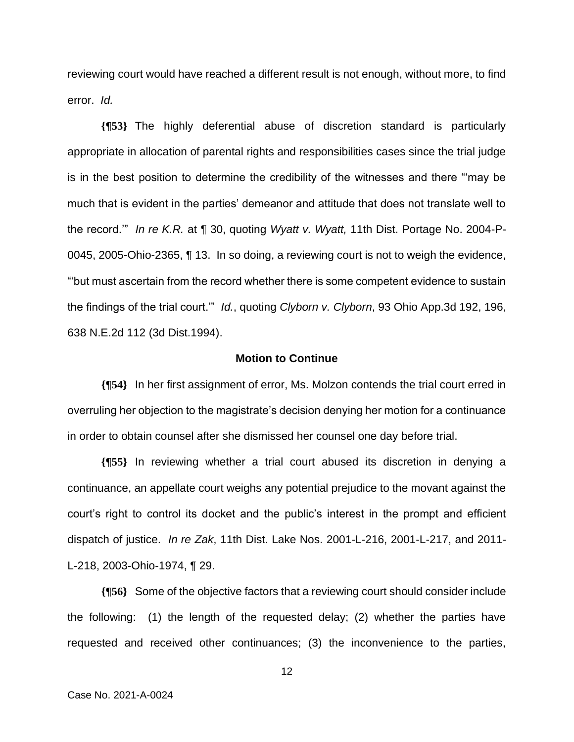reviewing court would have reached a different result is not enough, without more, to find error. *Id.*

**{¶53}** The highly deferential abuse of discretion standard is particularly appropriate in allocation of parental rights and responsibilities cases since the trial judge is in the best position to determine the credibility of the witnesses and there "'may be much that is evident in the parties' demeanor and attitude that does not translate well to the record.'" *In re K.R.* at ¶ 30, quoting *Wyatt v. Wyatt,* 11th Dist. Portage No. 2004-P-0045, 2005-Ohio-2365, ¶ 13. In so doing, a reviewing court is not to weigh the evidence, "'but must ascertain from the record whether there is some competent evidence to sustain the findings of the trial court.'" *Id.*, quoting *Clyborn v. Clyborn*, 93 Ohio App.3d 192, 196, 638 N.E.2d 112 (3d Dist.1994).

**Motion to Continue**

**{¶54}** In her first assignment of error, Ms. Molzon contends the trial court erred in overruling her objection to the magistrate's decision denying her motion for a continuance in order to obtain counsel after she dismissed her counsel one day before trial.

**{¶55}** In reviewing whether a trial court abused its discretion in denying a continuance, an appellate court weighs any potential prejudice to the movant against the court's right to control its docket and the public's interest in the prompt and efficient dispatch of justice. *In re Zak*, 11th Dist. Lake Nos. 2001-L-216, 2001-L-217, and 2011-L-218, 2003-Ohio-1974, ¶ 29.

**{¶56}** Some of the objective factors that a reviewing court should consider include the following: (1) the length of the requested delay; (2) whether the parties have requested and received other continuances; (3) the inconvenience to the parties,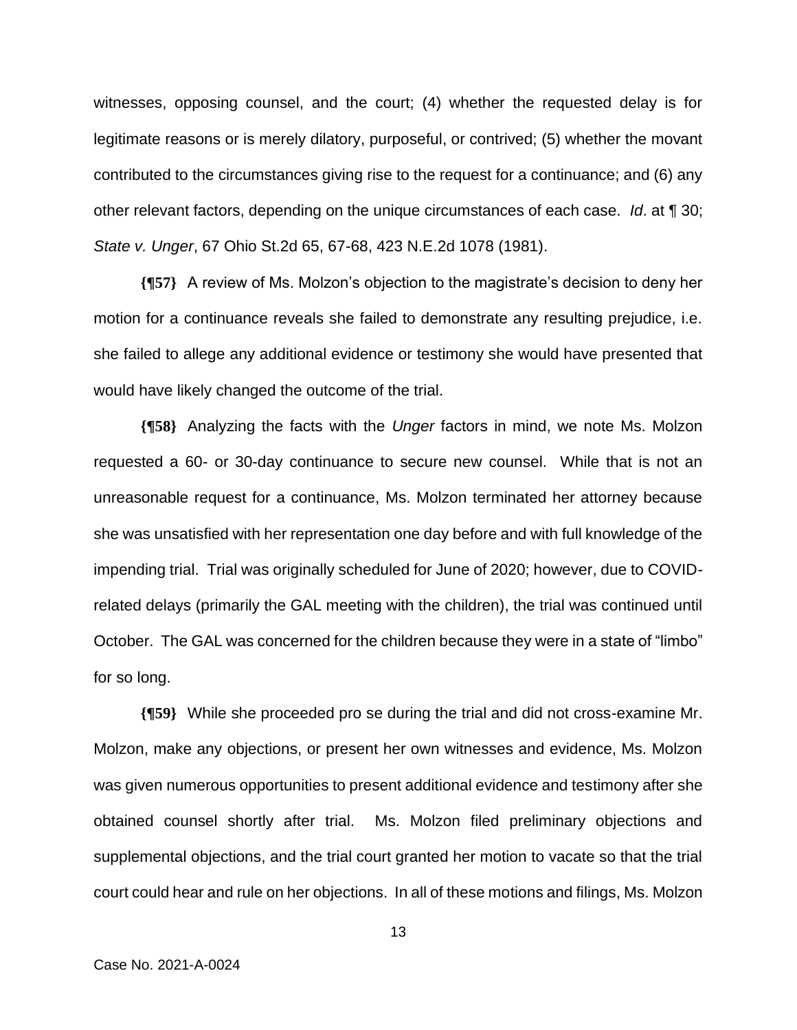witnesses, opposing counsel, and the court; (4) whether the requested delay is for legitimate reasons or is merely dilatory, purposeful, or contrived; (5) whether the movant contributed to the circumstances giving rise to the request for a continuance; and (6) any other relevant factors, depending on the unique circumstances of each case. *Id*. at ¶ 30; *State v. Unger*, 67 Ohio St.2d 65, 67-68, 423 N.E.2d 1078 (1981).

**{¶57}** A review of Ms. Molzon's objection to the magistrate's decision to deny her motion for a continuance reveals she failed to demonstrate any resulting prejudice, i.e. she failed to allege any additional evidence or testimony she would have presented that would have likely changed the outcome of the trial.

**{¶58}** Analyzing the facts with the *Unger* factors in mind, we note Ms. Molzon requested a 60- or 30-day continuance to secure new counsel. While that is not an unreasonable request for a continuance, Ms. Molzon terminated her attorney because she was unsatisfied with her representation one day before and with full knowledge of the impending trial. Trial was originally scheduled for June of 2020; however, due to COVID-related delays (primarily the GAL meeting with the children), the trial was continued until October. The GAL was concerned for the children because they were in a state of "limbo" for so long.

**{¶59}** While she proceeded pro se during the trial and did not cross-examine Mr. Molzon, make any objections, or present her own witnesses and evidence, Ms. Molzon was given numerous opportunities to present additional evidence and testimony after she obtained counsel shortly after trial. Ms. Molzon filed preliminary objections and supplemental objections, and the trial court granted her motion to vacate so that the trial court could hear and rule on her objections. In all of these motions and filings, Ms. Molzon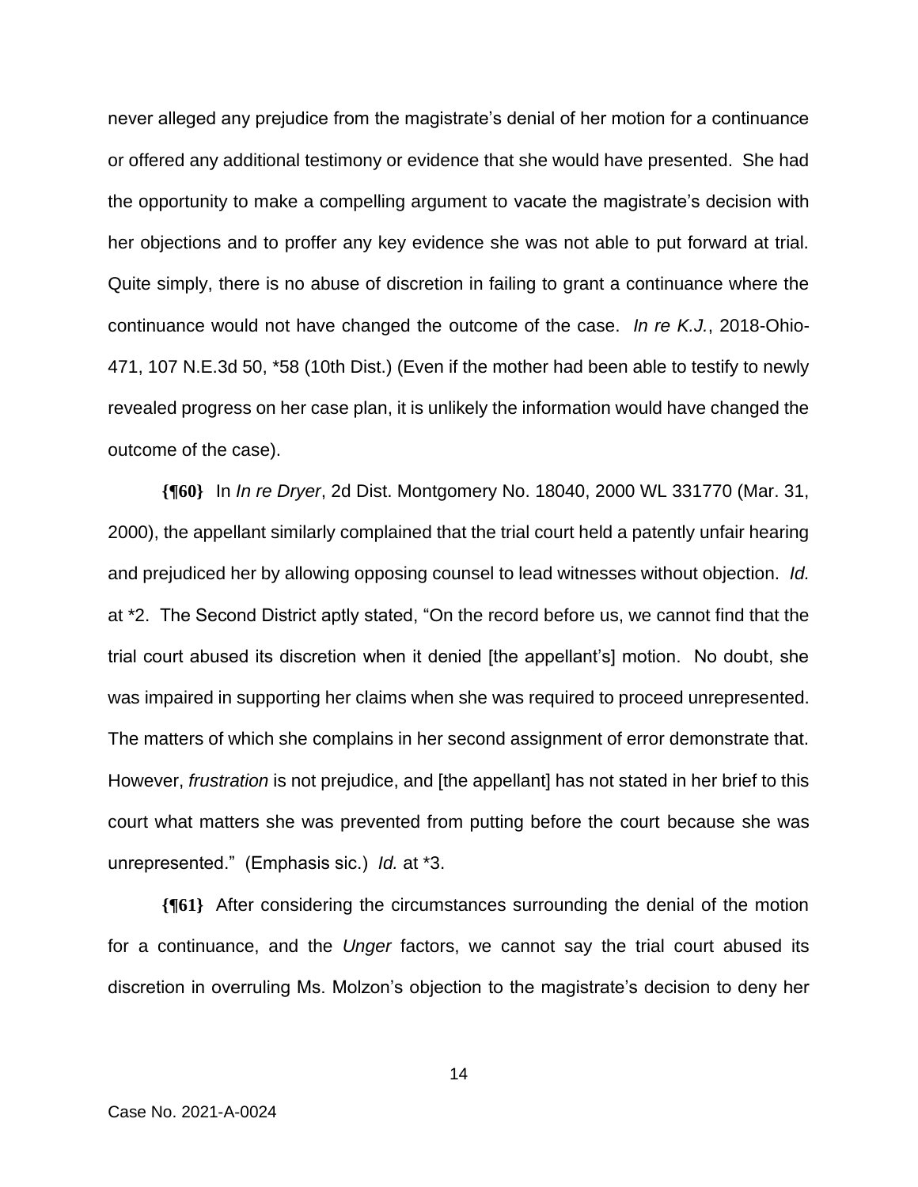never alleged any prejudice from the magistrate's denial of her motion for a continuance or offered any additional testimony or evidence that she would have presented. She had the opportunity to make a compelling argument to vacate the magistrate's decision with her objections and to proffer any key evidence she was not able to put forward at trial. Quite simply, there is no abuse of discretion in failing to grant a continuance where the continuance would not have changed the outcome of the case. *In re K.J.*, 2018-Ohio-471, 107 N.E.3d 50, *58 (10th Dist.) (Even if the mother had been able to testify to newly revealed progress on her case plan, it is unlikely the information would have changed the outcome of the case).

**{¶60}** In *In re Dryer*, 2d Dist. Montgomery No. 18040, 2000 WL 331770 (Mar. 31, 2000), the appellant similarly complained that the trial court held a patently unfair hearing and prejudiced her by allowing opposing counsel to lead witnesses without objection. *Id.* at *2. The Second District aptly stated, "On the record before us, we cannot find that the trial court abused its discretion when it denied [the appellant's] motion. No doubt, she was impaired in supporting her claims when she was required to proceed unrepresented. The matters of which she complains in her second assignment of error demonstrate that. However, *frustration* is not prejudice, and [the appellant] has not stated in her brief to this court what matters she was prevented from putting before the court because she was unrepresented." (Emphasis sic.) *Id.* at *3.

**{¶61}** After considering the circumstances surrounding the denial of the motion for a continuance, and the *Unger* factors, we cannot say the trial court abused its discretion in overruling Ms. Molzon's objection to the magistrate's decision to deny her

Case No. 2021-A-0024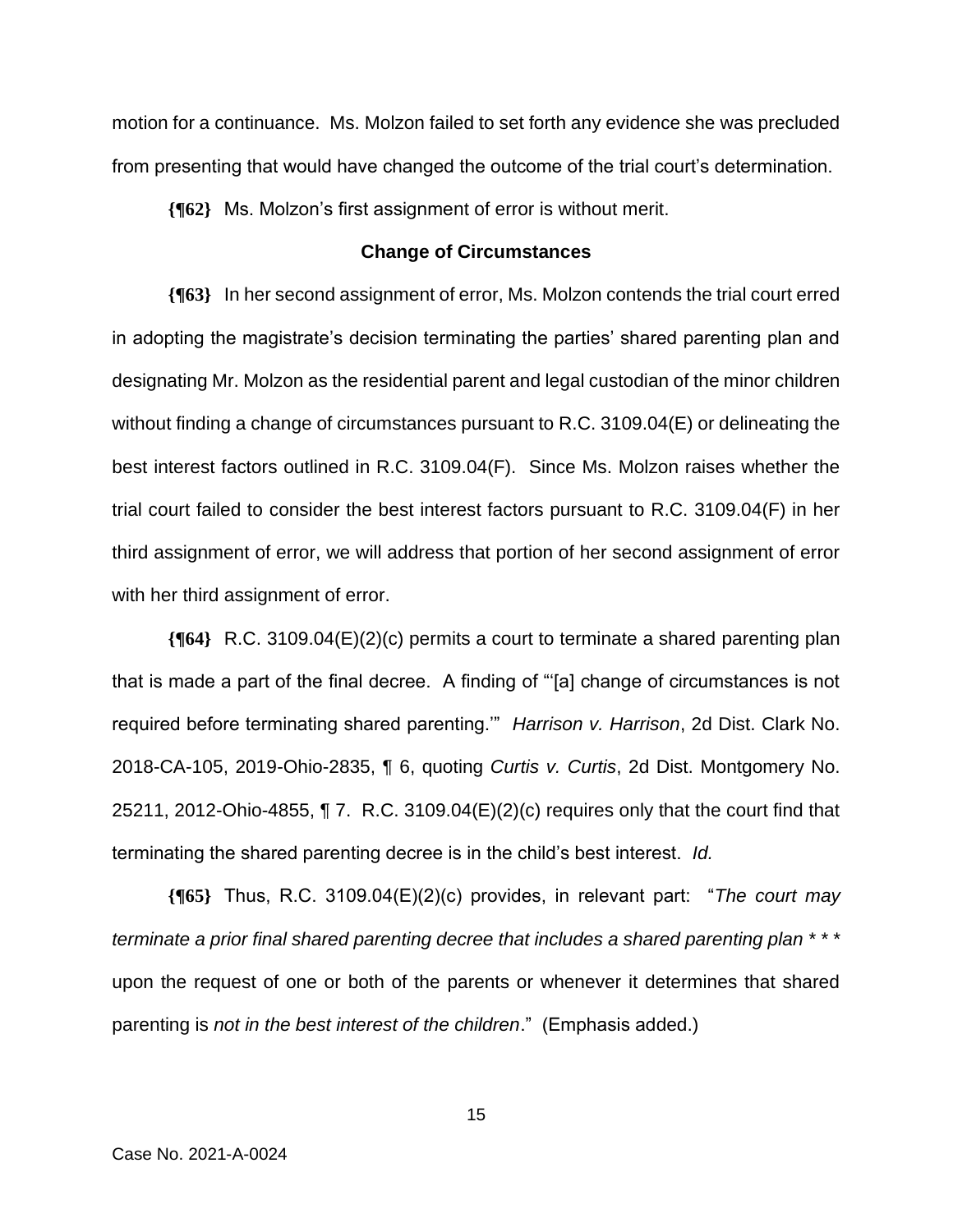motion for a continuance. Ms. Molzon failed to set forth any evidence she was precluded from presenting that would have changed the outcome of the trial court's determination.

**{¶62}** Ms. Molzon's first assignment of error is without merit.

### Change of Circumstances

**{¶63}** In her second assignment of error, Ms. Molzon contends the trial court erred in adopting the magistrate's decision terminating the parties' shared parenting plan and designating Mr. Molzon as the residential parent and legal custodian of the minor children without finding a change of circumstances pursuant to R.C. 3109.04(E) or delineating the best interest factors outlined in R.C. 3109.04(F). Since Ms. Molzon raises whether the trial court failed to consider the best interest factors pursuant to R.C. 3109.04(F) in her third assignment of error, we will address that portion of her second assignment of error with her third assignment of error.

**{¶64}** R.C. 3109.04(E)(2)(c) permits a court to terminate a shared parenting plan that is made a part of the final decree. A finding of "'[a] change of circumstances is not required before terminating shared parenting.'" *Harrison v. Harrison*, 2d Dist. Clark No. 2018-CA-105, 2019-Ohio-2835, ¶ 6, quoting *Curtis v. Curtis*, 2d Dist. Montgomery No. 25211, 2012-Ohio-4855, ¶ 7. R.C. 3109.04(E)(2)(c) requires only that the court find that terminating the shared parenting decree is in the child's best interest. *Id.*

**{¶65}** Thus, R.C. 3109.04(E)(2)(c) provides, in relevant part: "*The court may terminate a prior final shared parenting decree that includes a shared parenting plan* * * * upon the request of one or both of the parents or whenever it determines that shared parenting is *not in the best interest of the children*." (Emphasis added.)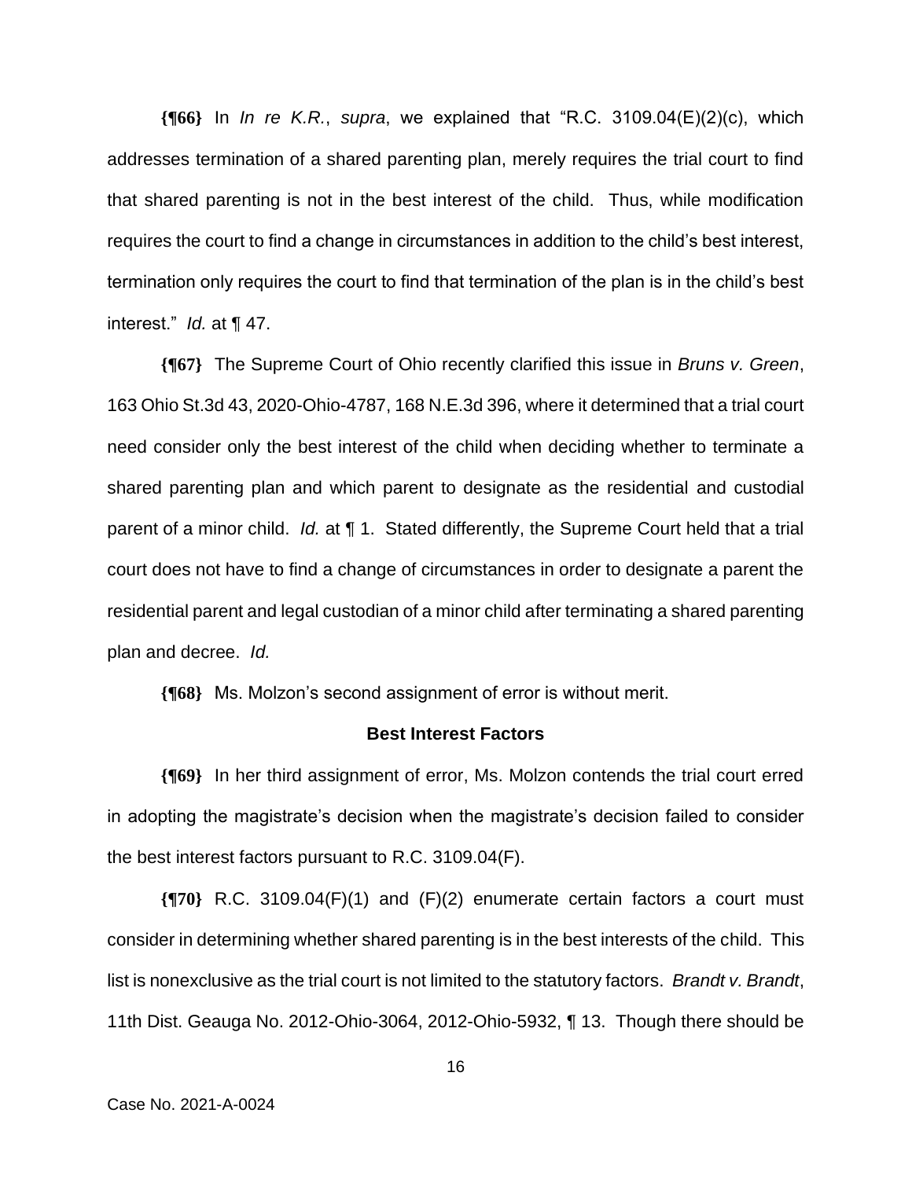**{¶66}** In *In re K.R.*, *supra*, we explained that "R.C. 3109.04(E)(2)(c), which addresses termination of a shared parenting plan, merely requires the trial court to find that shared parenting is not in the best interest of the child. Thus, while modification requires the court to find a change in circumstances in addition to the child's best interest, termination only requires the court to find that termination of the plan is in the child's best interest." *Id.* at ¶ 47.

**{¶67}** The Supreme Court of Ohio recently clarified this issue in *Bruns v. Green*, 163 Ohio St.3d 43, 2020-Ohio-4787, 168 N.E.3d 396, where it determined that a trial court need consider only the best interest of the child when deciding whether to terminate a shared parenting plan and which parent to designate as the residential and custodial parent of a minor child. *Id.* at ¶ 1. Stated differently, the Supreme Court held that a trial court does not have to find a change of circumstances in order to designate a parent the residential parent and legal custodian of a minor child after terminating a shared parenting plan and decree. *Id.*

**{¶68}** Ms. Molzon's second assignment of error is without merit.

### Best Interest Factors

**{¶69}** In her third assignment of error, Ms. Molzon contends the trial court erred in adopting the magistrate's decision when the magistrate's decision failed to consider the best interest factors pursuant to R.C. 3109.04(F).

**{¶70}** R.C. 3109.04(F)(1) and (F)(2) enumerate certain factors a court must consider in determining whether shared parenting is in the best interests of the child. This list is nonexclusive as the trial court is not limited to the statutory factors. *Brandt v. Brandt*, 11th Dist. Geauga No. 2012-Ohio-3064, 2012-Ohio-5932, ¶ 13. Though there should be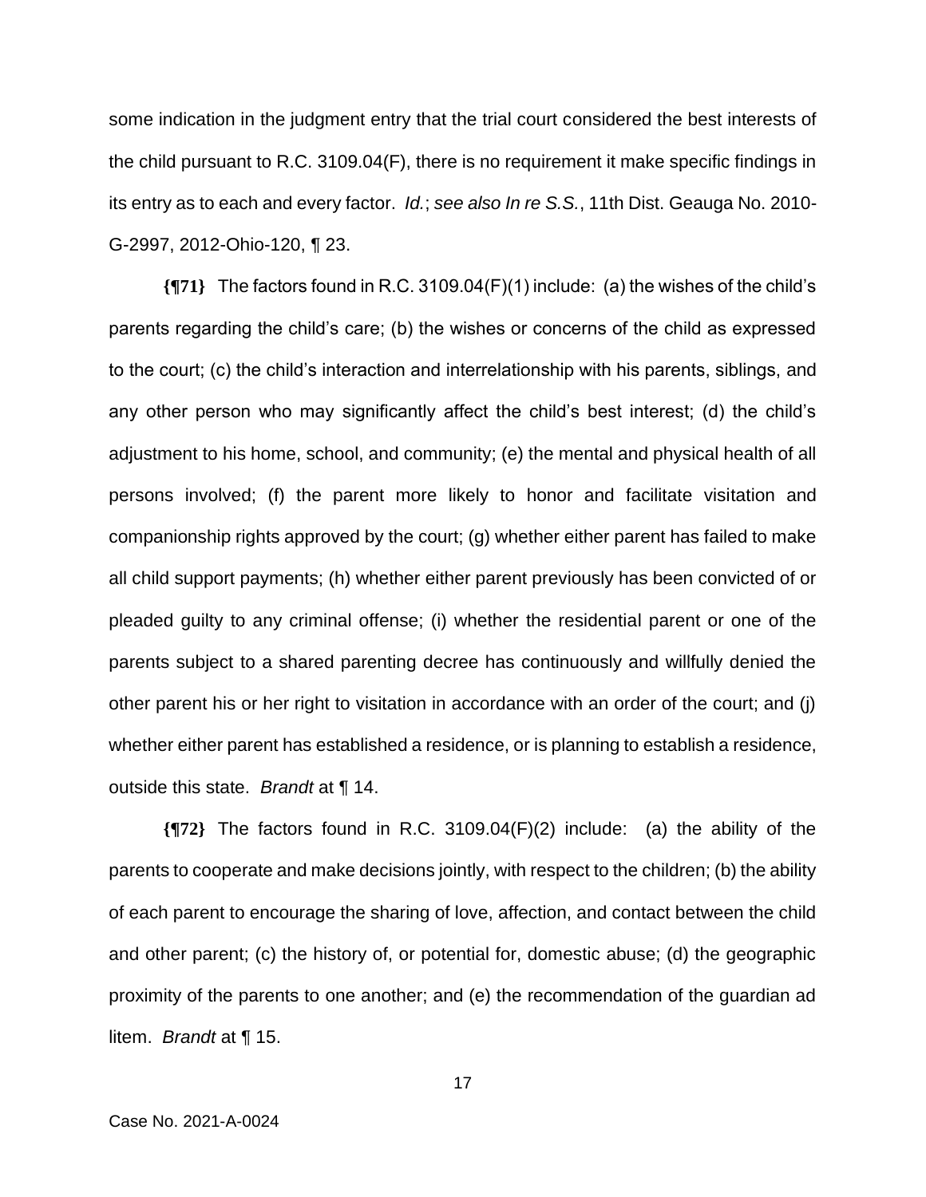some indication in the judgment entry that the trial court considered the best interests of the child pursuant to R.C. 3109.04(F), there is no requirement it make specific findings in its entry as to each and every factor. *Id.*; *see also In re S.S.*, 11th Dist. Geauga No. 2010-G-2997, 2012-Ohio-120, ¶ 23.

**{¶71}** The factors found in R.C. 3109.04(F)(1) include: (a) the wishes of the child's parents regarding the child's care; (b) the wishes or concerns of the child as expressed to the court; (c) the child's interaction and interrelationship with his parents, siblings, and any other person who may significantly affect the child's best interest; (d) the child's adjustment to his home, school, and community; (e) the mental and physical health of all persons involved; (f) the parent more likely to honor and facilitate visitation and companionship rights approved by the court; (g) whether either parent has failed to make all child support payments; (h) whether either parent previously has been convicted of or pleaded guilty to any criminal offense; (i) whether the residential parent or one of the parents subject to a shared parenting decree has continuously and willfully denied the other parent his or her right to visitation in accordance with an order of the court; and (j) whether either parent has established a residence, or is planning to establish a residence, outside this state. *Brandt* at ¶ 14.

**{¶72}** The factors found in R.C. 3109.04(F)(2) include: (a) the ability of the parents to cooperate and make decisions jointly, with respect to the children; (b) the ability of each parent to encourage the sharing of love, affection, and contact between the child and other parent; (c) the history of, or potential for, domestic abuse; (d) the geographic proximity of the parents to one another; and (e) the recommendation of the guardian ad litem. *Brandt* at ¶ 15.

Case No. 2021-A-0024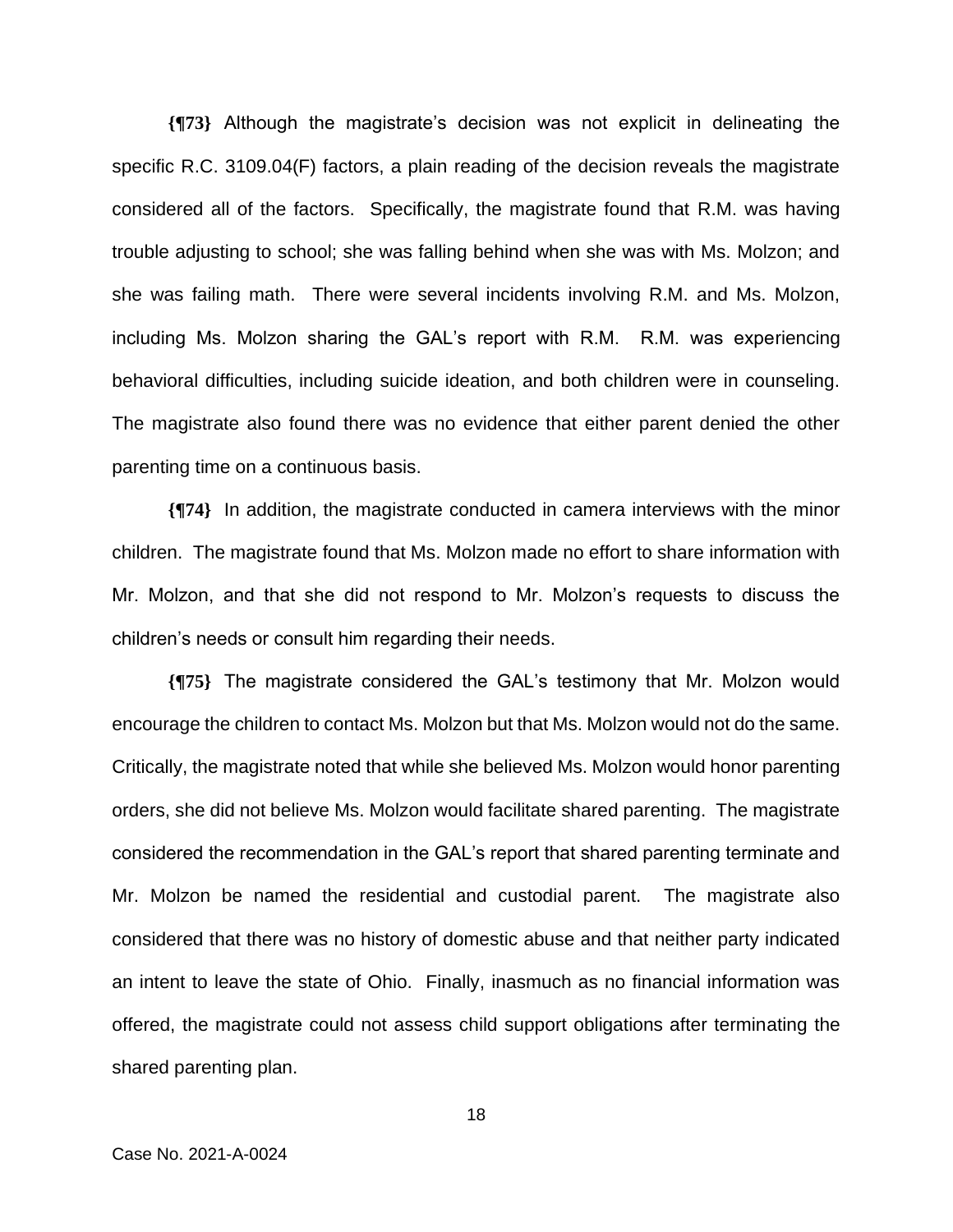**{¶73}** Although the magistrate's decision was not explicit in delineating the specific R.C. 3109.04(F) factors, a plain reading of the decision reveals the magistrate considered all of the factors. Specifically, the magistrate found that R.M. was having trouble adjusting to school; she was falling behind when she was with Ms. Molzon; and she was failing math. There were several incidents involving R.M. and Ms. Molzon, including Ms. Molzon sharing the GAL's report with R.M. R.M. was experiencing behavioral difficulties, including suicide ideation, and both children were in counseling. The magistrate also found there was no evidence that either parent denied the other parenting time on a continuous basis.

**{¶74}** In addition, the magistrate conducted in camera interviews with the minor children. The magistrate found that Ms. Molzon made no effort to share information with Mr. Molzon, and that she did not respond to Mr. Molzon's requests to discuss the children's needs or consult him regarding their needs.

**{¶75}** The magistrate considered the GAL's testimony that Mr. Molzon would encourage the children to contact Ms. Molzon but that Ms. Molzon would not do the same. Critically, the magistrate noted that while she believed Ms. Molzon would honor parenting orders, she did not believe Ms. Molzon would facilitate shared parenting. The magistrate considered the recommendation in the GAL's report that shared parenting terminate and Mr. Molzon be named the residential and custodial parent. The magistrate also considered that there was no history of domestic abuse and that neither party indicated an intent to leave the state of Ohio. Finally, inasmuch as no financial information was offered, the magistrate could not assess child support obligations after terminating the shared parenting plan.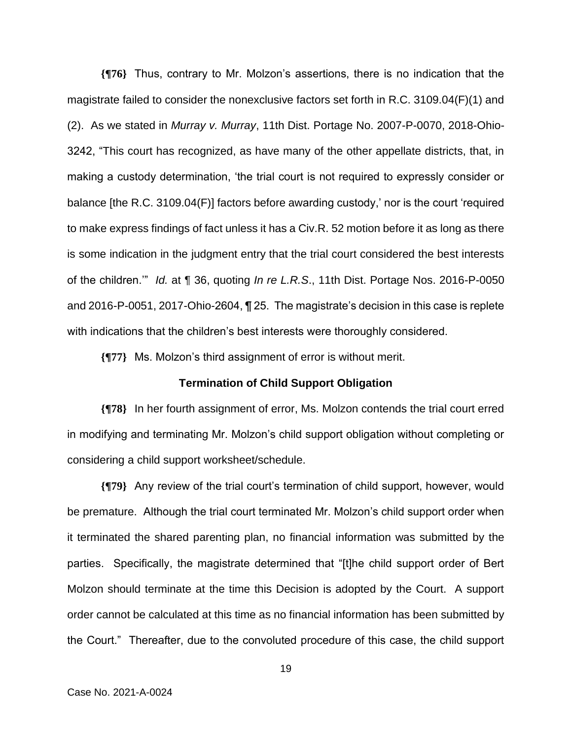**{¶76}** Thus, contrary to Mr. Molzon's assertions, there is no indication that the magistrate failed to consider the nonexclusive factors set forth in R.C. 3109.04(F)(1) and (2). As we stated in *Murray v. Murray*, 11th Dist. Portage No. 2007-P-0070, 2018-Ohio-3242, "This court has recognized, as have many of the other appellate districts, that, in making a custody determination, 'the trial court is not required to expressly consider or balance [the R.C. 3109.04(F)] factors before awarding custody,' nor is the court 'required to make express findings of fact unless it has a Civ.R. 52 motion before it as long as there is some indication in the judgment entry that the trial court considered the best interests of the children.'" *Id.* at ¶ 36, quoting *In re L.R.S*., 11th Dist. Portage Nos. 2016-P-0050 and 2016-P-0051, 2017-Ohio-2604, ¶ 25. The magistrate's decision in this case is replete with indications that the children's best interests were thoroughly considered.

**{¶77}** Ms. Molzon's third assignment of error is without merit.

### Termination of Child Support Obligation

**{¶78}** In her fourth assignment of error, Ms. Molzon contends the trial court erred in modifying and terminating Mr. Molzon's child support obligation without completing or considering a child support worksheet/schedule.

**{¶79}** Any review of the trial court's termination of child support, however, would be premature. Although the trial court terminated Mr. Molzon's child support order when it terminated the shared parenting plan, no financial information was submitted by the parties. Specifically, the magistrate determined that "[t]he child support order of Bert Molzon should terminate at the time this Decision is adopted by the Court. A support order cannot be calculated at this time as no financial information has been submitted by the Court." Thereafter, due to the convoluted procedure of this case, the child support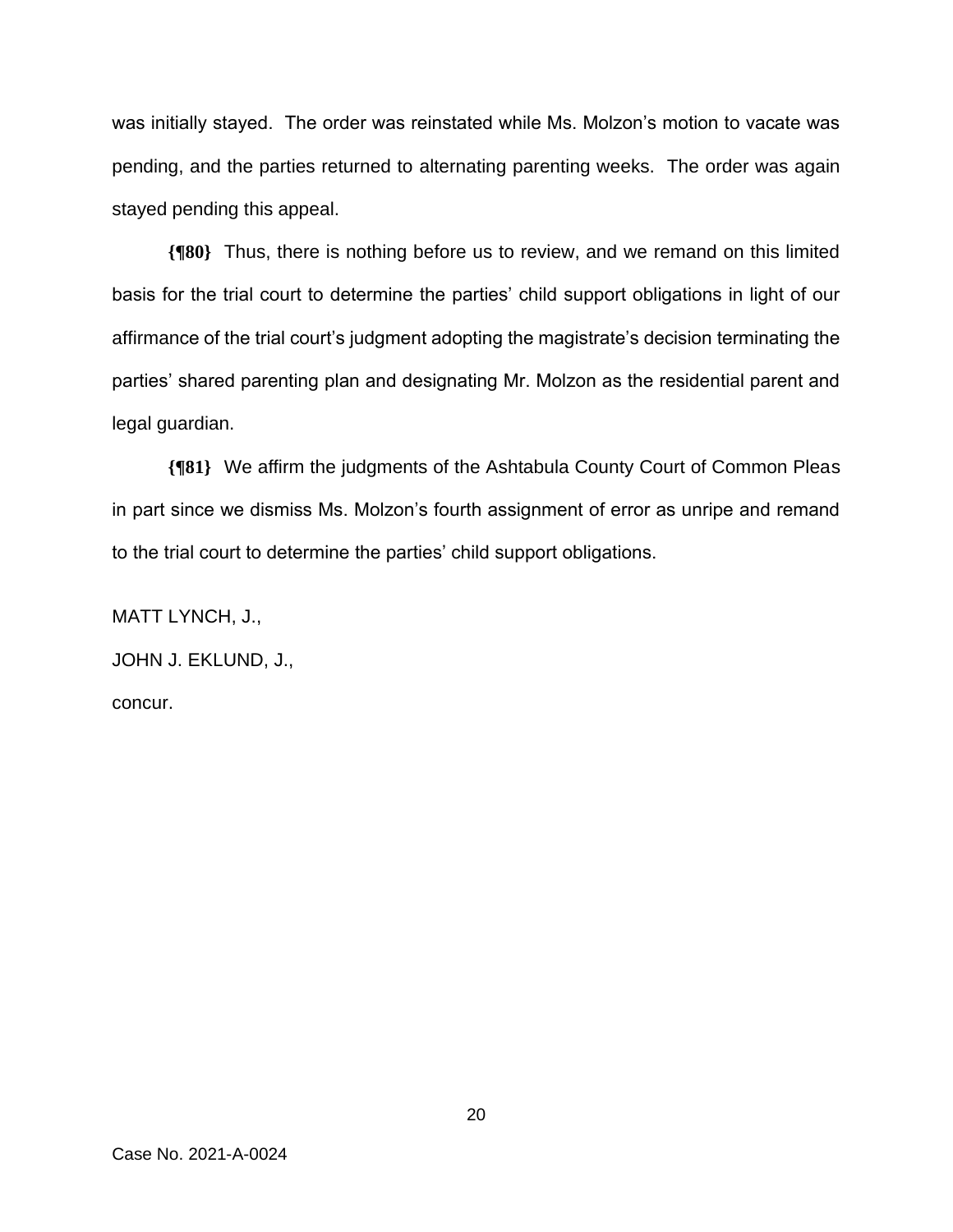was initially stayed. The order was reinstated while Ms. Molzon's motion to vacate was pending, and the parties returned to alternating parenting weeks. The order was again stayed pending this appeal.

**{¶80}** Thus, there is nothing before us to review, and we remand on this limited basis for the trial court to determine the parties' child support obligations in light of our affirmance of the trial court's judgment adopting the magistrate's decision terminating the parties' shared parenting plan and designating Mr. Molzon as the residential parent and legal guardian.

**{¶81}** We affirm the judgments of the Ashtabula County Court of Common Pleas in part since we dismiss Ms. Molzon's fourth assignment of error as unripe and remand to the trial court to determine the parties' child support obligations.

MATT LYNCH, J.,

JOHN J. EKLUND, J.,

concur.